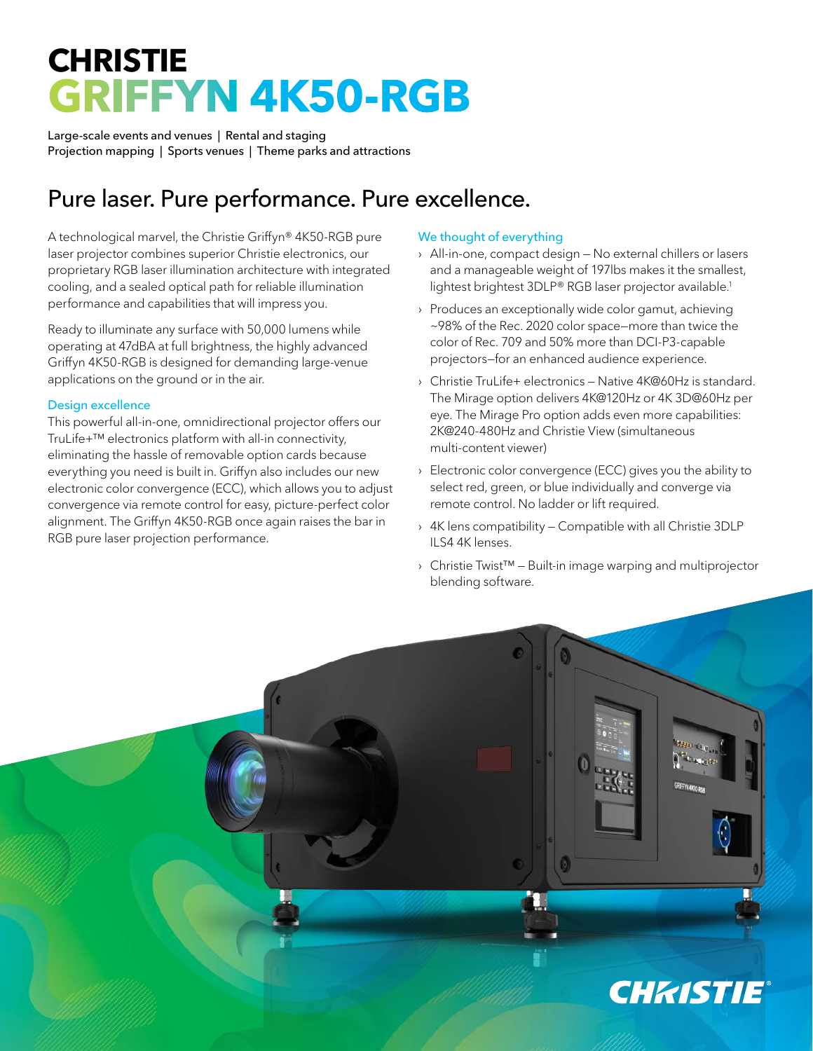# CHRISTIE
# GRIFFYN 4K50-RGB

Large-scale events and venues | Rental and staging
Projection mapping | Sports venues | Theme parks and attractions

## Pure laser. Pure performance. Pure excellence.

A technological marvel, the Christie Griffyn® 4K50-RGB pure laser projector combines superior Christie electronics, our proprietary RGB laser illumination architecture with integrated cooling, and a sealed optical path for reliable illumination performance and capabilities that will impress you.

Ready to illuminate any surface with 50,000 lumens while operating at 47dBA at full brightness, the highly advanced Griffyn 4K50-RGB is designed for demanding large-venue applications on the ground or in the air.

### Design excellence

This powerful all-in-one, omnidirectional projector offers our TruLife+™ electronics platform with all-in connectivity, eliminating the hassle of removable option cards because everything you need is built in. Griffyn also includes our new electronic color convergence (ECC), which allows you to adjust convergence via remote control for easy, picture-perfect color alignment. The Griffyn 4K50-RGB once again raises the bar in RGB pure laser projection performance.

### We thought of everything

- All-in-one, compact design – No external chillers or lasers and a manageable weight of 197lbs makes it the smallest, lightest brightest 3DLP® RGB laser projector available.[1]
- Produces an exceptionally wide color gamut, achieving ~98% of the Rec. 2020 color space—more than twice the color of Rec. 709 and 50% more than DCI-P3-capable projectors—for an enhanced audience experience.
- Christie TruLife+ electronics – Native 4K@60Hz is standard. The Mirage option delivers 4K@120Hz or 4K 3D@60Hz per eye. The Mirage Pro option adds even more capabilities: 2K@240-480Hz and Christie View (simultaneous multi-content viewer)
- Electronic color convergence (ECC) gives you the ability to select red, green, or blue individually and converge via remote control. No ladder or lift required.
- 4K lens compatibility – Compatible with all Christie 3DLP ILS4 4K lenses.
- Christie Twist™ – Built-in image warping and multiprojector blending software.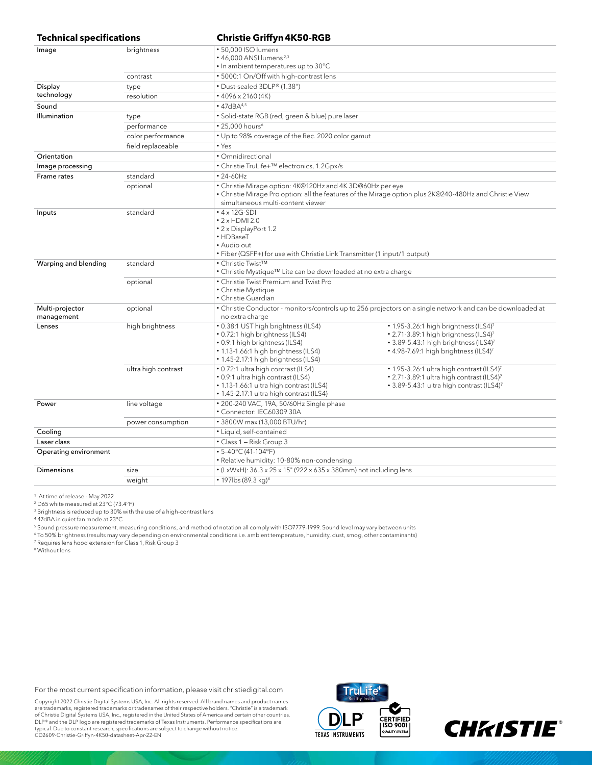| Technical specifications | | Christie Griffyn 4K50-RGB |
|---|---|---|
| Image | brightness | • 50,000 ISO lumens<br>• 46,000 ANSI lumens[2,3]<br>• In ambient temperatures up to 30°C |
| | contrast | • 5000:1 On/Off with high-contrast lens |
| Display technology | type | • Dust-sealed 3DLP® (1.38") |
| | resolution | • 4096 x 2160 (4K) |
| Sound | | • 47dBA[4,5] |
| Illumination | type | • Solid-state RGB (red, green & blue) pure laser |
| | performance | • 25,000 hours[6] |
| | color performance | • Up to 98% coverage of the Rec. 2020 color gamut |
| | field replaceable | • Yes |
| Orientation | | • Omnidirectional |
| Image processing | | • Christie TruLife+™ electronics, 1.2Gpx/s |
| Frame rates | standard | • 24-60Hz |
| | optional | • Christie Mirage option: 4K@120Hz and 4K 3D@60Hz per eye<br>• Christie Mirage Pro option: all the features of the Mirage option plus 2K@240-480Hz and Christie View simultaneous multi-content viewer |
| Inputs | standard | • 4 x 12G-SDI<br>• 2 x HDMI 2.0<br>• 2 x DisplayPort 1.2<br>• HDBaseT<br>• Audio out<br>• Fiber (QSFP+) for use with Christie Link Transmitter (1 input/1 output) |
| Warping and blending | standard | • Christie Twist™<br>• Christie Mystique™ Lite can be downloaded at no extra charge |
| | optional | • Christie Twist Premium and Twist Pro<br>• Christie Mystique<br>• Christie Guardian |
| Multi-projector management | optional | • Christie Conductor - monitors/controls up to 256 projectors on a single network and can be downloaded at no extra charge |
| Lenses | high brightness | • 0.38:1 UST high brightness (ILS4)<br>• 0.72:1 high brightness (ILS4)<br>• 0.9:1 high brightness (ILS4)<br>• 1.13-1.66:1 high brightness (ILS4)<br>• 1.45-2.17:1 high brightness (ILS4)<br>• 1.95-3.26:1 high brightness (ILS4)[7]<br>• 2.71-3.89:1 high brightness (ILS4)[7]<br>• 3.89-5.43:1 high brightness (ILS4)[7]<br>• 4.98-7.69:1 high brightness (ILS4)[7] |
| | ultra high contrast | • 0.72:1 ultra high contrast (ILS4)<br>• 0.9:1 ultra high contrast (ILS4)<br>• 1.13-1.66:1 ultra high contrast (ILS4)<br>• 1.45-2.17:1 ultra high contrast (ILS4)<br>• 1.95-3.26:1 ultra high contrast (ILS4)[7]<br>• 2.71-3.89:1 ultra high contrast (ILS4)[7]<br>• 3.89-5.43:1 ultra high contrast (ILS4)[7] |
| Power | line voltage | • 200-240 VAC, 19A, 50/60Hz Single phase<br>• Connector: IEC60309 30A |
| | power consumption | • 3800W max (13,000 BTU/hr) |
| Cooling | | • Liquid, self-contained |
| Laser class | | • Class 1 – Risk Group 3 |
| Operating environment | | • 5-40°C (41-104°F)<br>• Relative humidity: 10-80% non-condensing |
| Dimensions | size | • (LxWxH): 36.3 x 25 x 15" (922 x 635 x 380mm) not including lens |
| | weight | • 197lbs (89.3 kg)[8] |

[1] At time of release - May 2022
[2] D65 white measured at 23°C (73.4°F)
[3] Brightness is reduced up to 30% with the use of a high-contrast lens
[4] 47dBA in quiet fan mode at 23°C
[5] Sound pressure measurement, measuring conditions, and method of notation all comply with ISO7779-1999. Sound level may vary between units
[6] To 50% brightness (results may vary depending on environmental conditions i.e. ambient temperature, humidity, dust, smog, other contaminants)
[7] Requires lens hood extension for Class 1, Risk Group 3
[8] Without lens

For the most current specification information, please visit christiedigital.com

Copyright 2022 Christie Digital Systems USA, Inc. All rights reserved. All brand names and product names are trademarks, registered trademarks or tradenames of their respective holders. "Christie" is a trademark of Christie Digital Systems USA, Inc., registered in the United States of America and certain other countries. DLP® and the DLP logo are registered trademarks of Texas Instruments. Performance specifications are typical. Due to constant research, specifications are subject to change without notice.
CD2609-Christie-Griffyn-4K50-datasheet-Apr-22-EN